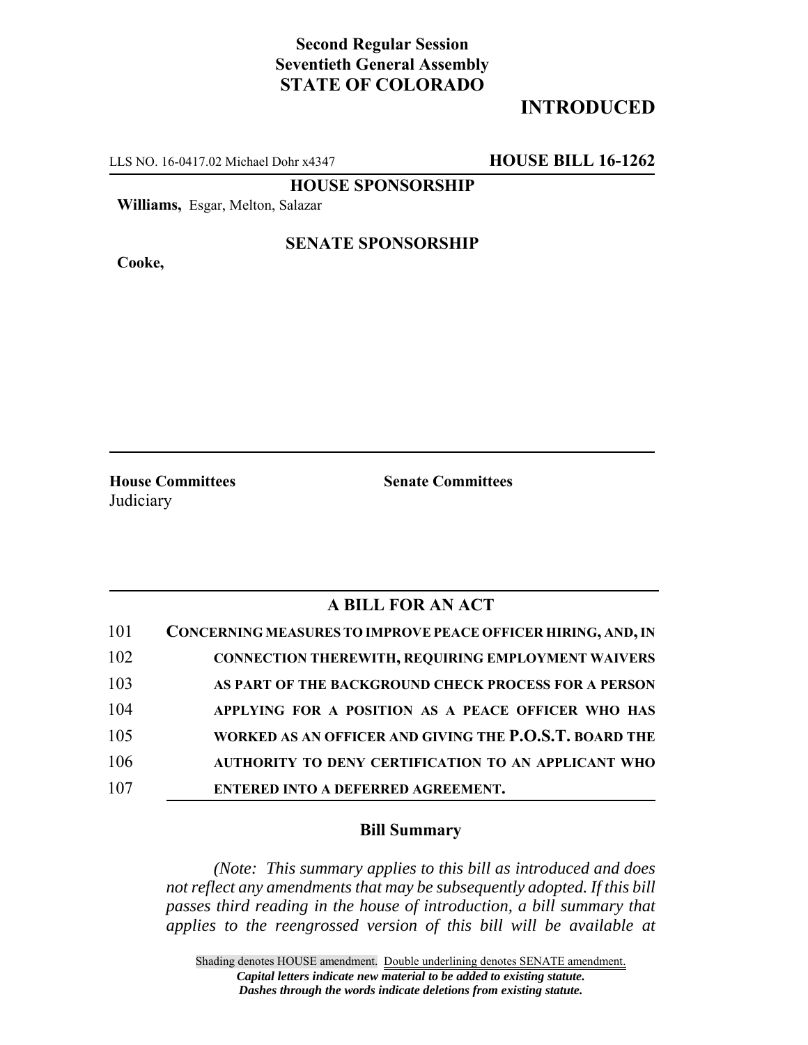**Second Regular Session**
**Seventieth General Assembly**
**STATE OF COLORADO**

# INTRODUCED

LLS NO. 16-0417.02 Michael Dohr x4347 **HOUSE BILL 16-1262**

**HOUSE SPONSORSHIP**

**Williams,** Esgar, Melton, Salazar

**SENATE SPONSORSHIP**

**Cooke,**

**House Committees**
Judiciary

**Senate Committees**

## A BILL FOR AN ACT

101 **CONCERNING MEASURES TO IMPROVE PEACE OFFICER HIRING, AND, IN**
102 **CONNECTION THEREWITH, REQUIRING EMPLOYMENT WAIVERS**
103 **AS PART OF THE BACKGROUND CHECK PROCESS FOR A PERSON**
104 **APPLYING FOR A POSITION AS A PEACE OFFICER WHO HAS**
105 **WORKED AS AN OFFICER AND GIVING THE P.O.S.T. BOARD THE**
106 **AUTHORITY TO DENY CERTIFICATION TO AN APPLICANT WHO**
107 **ENTERED INTO A DEFERRED AGREEMENT.**

### Bill Summary

*(Note: This summary applies to this bill as introduced and does not reflect any amendments that may be subsequently adopted. If this bill passes third reading in the house of introduction, a bill summary that applies to the reengrossed version of this bill will be available at*

Shading denotes HOUSE amendment. Double underlining denotes SENATE amendment.
***Capital letters indicate new material to be added to existing statute.***
***Dashes through the words indicate deletions from existing statute.***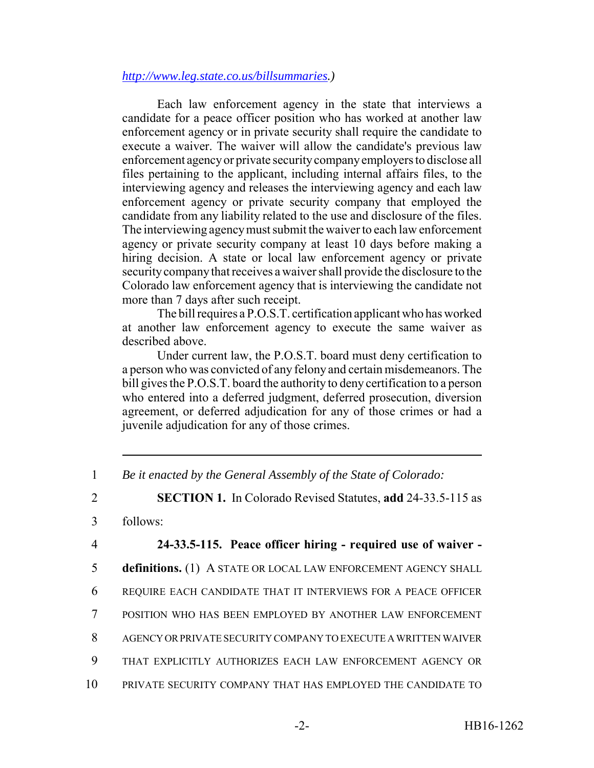http://www.leg.state.co.us/billsummaries.)

Each law enforcement agency in the state that interviews a candidate for a peace officer position who has worked at another law enforcement agency or in private security shall require the candidate to execute a waiver. The waiver will allow the candidate's previous law enforcement agency or private security company employers to disclose all files pertaining to the applicant, including internal affairs files, to the interviewing agency and releases the interviewing agency and each law enforcement agency or private security company that employed the candidate from any liability related to the use and disclosure of the files. The interviewing agency must submit the waiver to each law enforcement agency or private security company at least 10 days before making a hiring decision. A state or local law enforcement agency or private security company that receives a waiver shall provide the disclosure to the Colorado law enforcement agency that is interviewing the candidate not more than 7 days after such receipt.

The bill requires a P.O.S.T. certification applicant who has worked at another law enforcement agency to execute the same waiver as described above.

Under current law, the P.O.S.T. board must deny certification to a person who was convicted of any felony and certain misdemeanors. The bill gives the P.O.S.T. board the authority to deny certification to a person who entered into a deferred judgment, deferred prosecution, diversion agreement, or deferred adjudication for any of those crimes or had a juvenile adjudication for any of those crimes.

---

1 *Be it enacted by the General Assembly of the State of Colorado:*

2 **SECTION 1.** In Colorado Revised Statutes, **add** 24-33.5-115 as

3 follows:

4 **24-33.5-115. Peace officer hiring - required use of waiver -**

5 **definitions.** (1) A STATE OR LOCAL LAW ENFORCEMENT AGENCY SHALL

6 REQUIRE EACH CANDIDATE THAT IT INTERVIEWS FOR A PEACE OFFICER

7 POSITION WHO HAS BEEN EMPLOYED BY ANOTHER LAW ENFORCEMENT

8 AGENCY OR PRIVATE SECURITY COMPANY TO EXECUTE A WRITTEN WAIVER

9 THAT EXPLICITLY AUTHORIZES EACH LAW ENFORCEMENT AGENCY OR

10 PRIVATE SECURITY COMPANY THAT HAS EMPLOYED THE CANDIDATE TO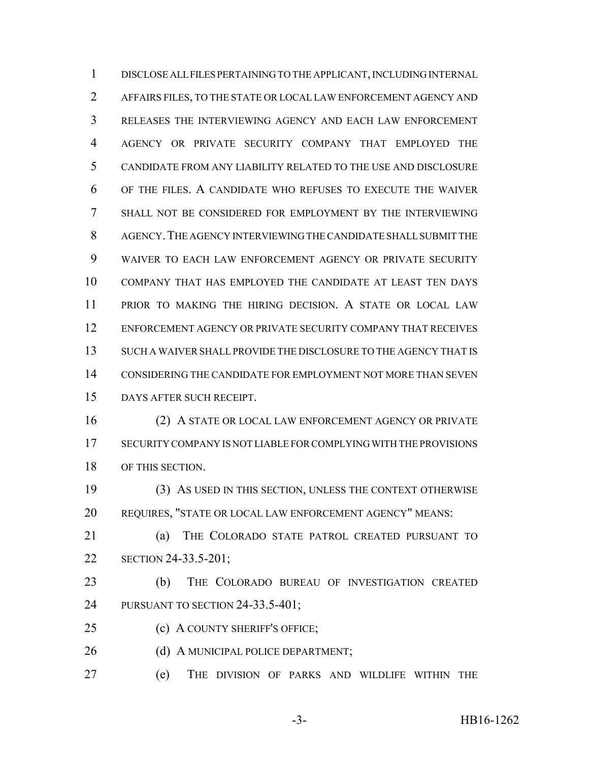DISCLOSE ALL FILES PERTAINING TO THE APPLICANT, INCLUDING INTERNAL AFFAIRS FILES, TO THE STATE OR LOCAL LAW ENFORCEMENT AGENCY AND RELEASES THE INTERVIEWING AGENCY AND EACH LAW ENFORCEMENT AGENCY OR PRIVATE SECURITY COMPANY THAT EMPLOYED THE CANDIDATE FROM ANY LIABILITY RELATED TO THE USE AND DISCLOSURE OF THE FILES. A CANDIDATE WHO REFUSES TO EXECUTE THE WAIVER SHALL NOT BE CONSIDERED FOR EMPLOYMENT BY THE INTERVIEWING AGENCY. THE AGENCY INTERVIEWING THE CANDIDATE SHALL SUBMIT THE WAIVER TO EACH LAW ENFORCEMENT AGENCY OR PRIVATE SECURITY COMPANY THAT HAS EMPLOYED THE CANDIDATE AT LEAST TEN DAYS PRIOR TO MAKING THE HIRING DECISION. A STATE OR LOCAL LAW ENFORCEMENT AGENCY OR PRIVATE SECURITY COMPANY THAT RECEIVES SUCH A WAIVER SHALL PROVIDE THE DISCLOSURE TO THE AGENCY THAT IS CONSIDERING THE CANDIDATE FOR EMPLOYMENT NOT MORE THAN SEVEN DAYS AFTER SUCH RECEIPT.

(2) A STATE OR LOCAL LAW ENFORCEMENT AGENCY OR PRIVATE SECURITY COMPANY IS NOT LIABLE FOR COMPLYING WITH THE PROVISIONS OF THIS SECTION.

(3) AS USED IN THIS SECTION, UNLESS THE CONTEXT OTHERWISE REQUIRES, "STATE OR LOCAL LAW ENFORCEMENT AGENCY" MEANS:

(a) THE COLORADO STATE PATROL CREATED PURSUANT TO SECTION 24-33.5-201;

(b) THE COLORADO BUREAU OF INVESTIGATION CREATED PURSUANT TO SECTION 24-33.5-401;

(c) A COUNTY SHERIFF'S OFFICE;

(d) A MUNICIPAL POLICE DEPARTMENT;

(e) THE DIVISION OF PARKS AND WILDLIFE WITHIN THE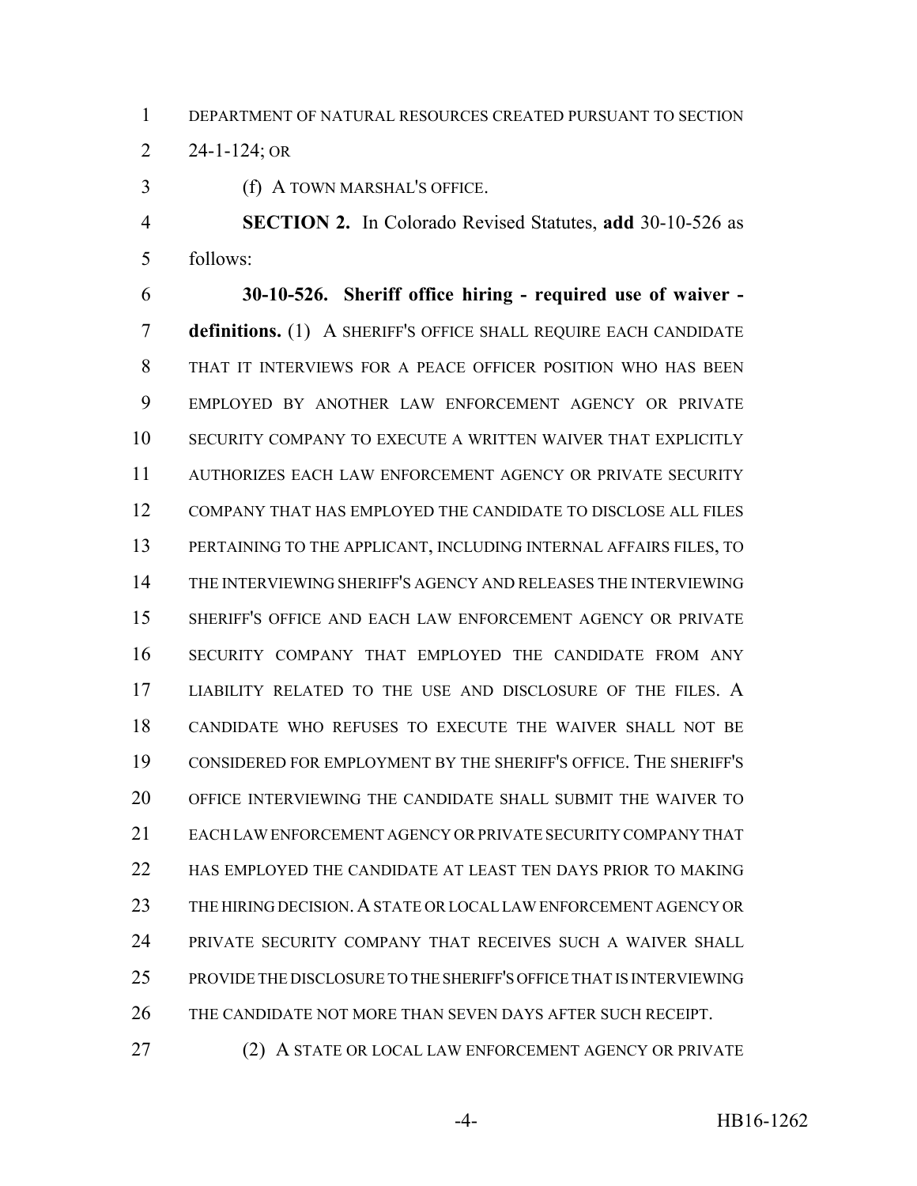DEPARTMENT OF NATURAL RESOURCES CREATED PURSUANT TO SECTION 24-1-124; OR

(f) A TOWN MARSHAL'S OFFICE.

**SECTION 2.** In Colorado Revised Statutes, **add** 30-10-526 as follows:

**30-10-526. Sheriff office hiring - required use of waiver - definitions.** (1) A SHERIFF'S OFFICE SHALL REQUIRE EACH CANDIDATE THAT IT INTERVIEWS FOR A PEACE OFFICER POSITION WHO HAS BEEN EMPLOYED BY ANOTHER LAW ENFORCEMENT AGENCY OR PRIVATE SECURITY COMPANY TO EXECUTE A WRITTEN WAIVER THAT EXPLICITLY AUTHORIZES EACH LAW ENFORCEMENT AGENCY OR PRIVATE SECURITY COMPANY THAT HAS EMPLOYED THE CANDIDATE TO DISCLOSE ALL FILES PERTAINING TO THE APPLICANT, INCLUDING INTERNAL AFFAIRS FILES, TO THE INTERVIEWING SHERIFF'S AGENCY AND RELEASES THE INTERVIEWING SHERIFF'S OFFICE AND EACH LAW ENFORCEMENT AGENCY OR PRIVATE SECURITY COMPANY THAT EMPLOYED THE CANDIDATE FROM ANY LIABILITY RELATED TO THE USE AND DISCLOSURE OF THE FILES. A CANDIDATE WHO REFUSES TO EXECUTE THE WAIVER SHALL NOT BE CONSIDERED FOR EMPLOYMENT BY THE SHERIFF'S OFFICE. THE SHERIFF'S OFFICE INTERVIEWING THE CANDIDATE SHALL SUBMIT THE WAIVER TO EACH LAW ENFORCEMENT AGENCY OR PRIVATE SECURITY COMPANY THAT HAS EMPLOYED THE CANDIDATE AT LEAST TEN DAYS PRIOR TO MAKING THE HIRING DECISION. A STATE OR LOCAL LAW ENFORCEMENT AGENCY OR PRIVATE SECURITY COMPANY THAT RECEIVES SUCH A WAIVER SHALL PROVIDE THE DISCLOSURE TO THE SHERIFF'S OFFICE THAT IS INTERVIEWING THE CANDIDATE NOT MORE THAN SEVEN DAYS AFTER SUCH RECEIPT.

(2) A STATE OR LOCAL LAW ENFORCEMENT AGENCY OR PRIVATE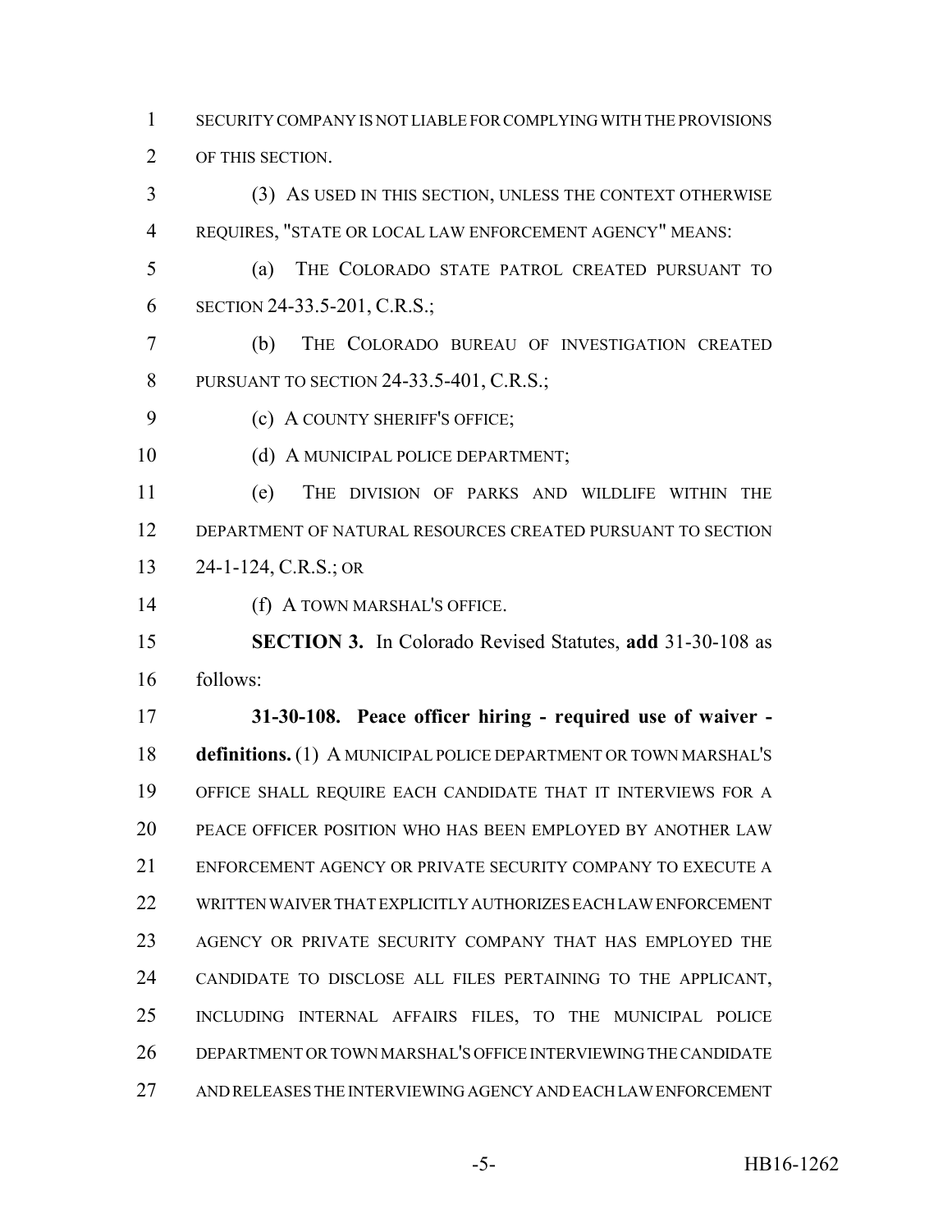SECURITY COMPANY IS NOT LIABLE FOR COMPLYING WITH THE PROVISIONS OF THIS SECTION.

(3) AS USED IN THIS SECTION, UNLESS THE CONTEXT OTHERWISE REQUIRES, "STATE OR LOCAL LAW ENFORCEMENT AGENCY" MEANS:

(a) THE COLORADO STATE PATROL CREATED PURSUANT TO SECTION 24-33.5-201, C.R.S.;

(b) THE COLORADO BUREAU OF INVESTIGATION CREATED PURSUANT TO SECTION 24-33.5-401, C.R.S.;

(c) A COUNTY SHERIFF'S OFFICE;

(d) A MUNICIPAL POLICE DEPARTMENT;

(e) THE DIVISION OF PARKS AND WILDLIFE WITHIN THE DEPARTMENT OF NATURAL RESOURCES CREATED PURSUANT TO SECTION 24-1-124, C.R.S.; OR

(f) A TOWN MARSHAL'S OFFICE.

**SECTION 3.** In Colorado Revised Statutes, **add** 31-30-108 as follows:

**31-30-108. Peace officer hiring - required use of waiver - definitions.** (1) A MUNICIPAL POLICE DEPARTMENT OR TOWN MARSHAL'S OFFICE SHALL REQUIRE EACH CANDIDATE THAT IT INTERVIEWS FOR A PEACE OFFICER POSITION WHO HAS BEEN EMPLOYED BY ANOTHER LAW ENFORCEMENT AGENCY OR PRIVATE SECURITY COMPANY TO EXECUTE A WRITTEN WAIVER THAT EXPLICITLY AUTHORIZES EACH LAW ENFORCEMENT AGENCY OR PRIVATE SECURITY COMPANY THAT HAS EMPLOYED THE CANDIDATE TO DISCLOSE ALL FILES PERTAINING TO THE APPLICANT, INCLUDING INTERNAL AFFAIRS FILES, TO THE MUNICIPAL POLICE DEPARTMENT OR TOWN MARSHAL'S OFFICE INTERVIEWING THE CANDIDATE AND RELEASES THE INTERVIEWING AGENCY AND EACH LAW ENFORCEMENT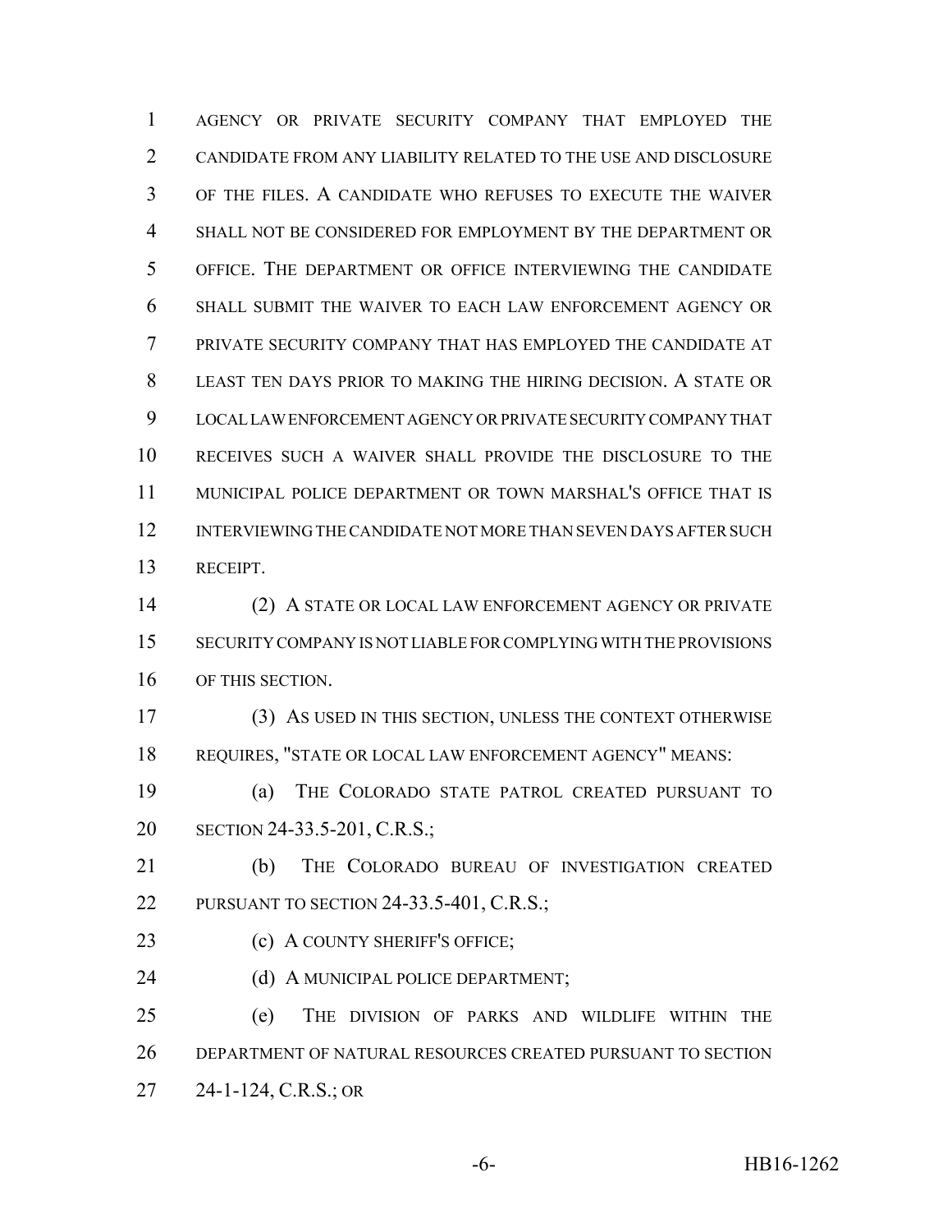AGENCY OR PRIVATE SECURITY COMPANY THAT EMPLOYED THE CANDIDATE FROM ANY LIABILITY RELATED TO THE USE AND DISCLOSURE OF THE FILES. A CANDIDATE WHO REFUSES TO EXECUTE THE WAIVER SHALL NOT BE CONSIDERED FOR EMPLOYMENT BY THE DEPARTMENT OR OFFICE. THE DEPARTMENT OR OFFICE INTERVIEWING THE CANDIDATE SHALL SUBMIT THE WAIVER TO EACH LAW ENFORCEMENT AGENCY OR PRIVATE SECURITY COMPANY THAT HAS EMPLOYED THE CANDIDATE AT LEAST TEN DAYS PRIOR TO MAKING THE HIRING DECISION. A STATE OR LOCAL LAW ENFORCEMENT AGENCY OR PRIVATE SECURITY COMPANY THAT RECEIVES SUCH A WAIVER SHALL PROVIDE THE DISCLOSURE TO THE MUNICIPAL POLICE DEPARTMENT OR TOWN MARSHAL'S OFFICE THAT IS INTERVIEWING THE CANDIDATE NOT MORE THAN SEVEN DAYS AFTER SUCH RECEIPT.

(2) A STATE OR LOCAL LAW ENFORCEMENT AGENCY OR PRIVATE SECURITY COMPANY IS NOT LIABLE FOR COMPLYING WITH THE PROVISIONS OF THIS SECTION.

(3) AS USED IN THIS SECTION, UNLESS THE CONTEXT OTHERWISE REQUIRES, "STATE OR LOCAL LAW ENFORCEMENT AGENCY" MEANS:

(a) THE COLORADO STATE PATROL CREATED PURSUANT TO SECTION 24-33.5-201, C.R.S.;

(b) THE COLORADO BUREAU OF INVESTIGATION CREATED PURSUANT TO SECTION 24-33.5-401, C.R.S.;

(c) A COUNTY SHERIFF'S OFFICE;

(d) A MUNICIPAL POLICE DEPARTMENT;

(e) THE DIVISION OF PARKS AND WILDLIFE WITHIN THE DEPARTMENT OF NATURAL RESOURCES CREATED PURSUANT TO SECTION 24-1-124, C.R.S.; OR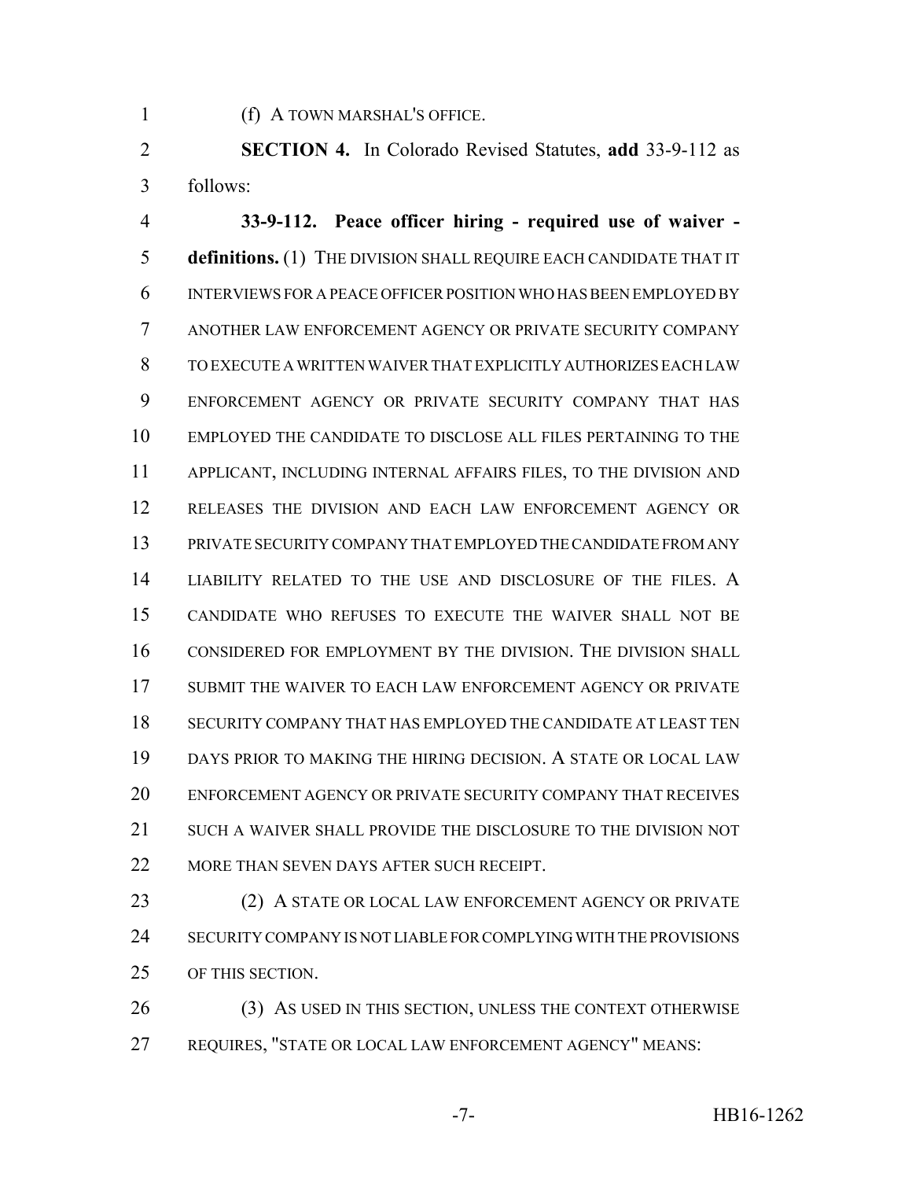(f) A TOWN MARSHAL'S OFFICE.

**SECTION 4.** In Colorado Revised Statutes, **add** 33-9-112 as follows:

**33-9-112. Peace officer hiring - required use of waiver - definitions.** (1) THE DIVISION SHALL REQUIRE EACH CANDIDATE THAT IT INTERVIEWS FOR A PEACE OFFICER POSITION WHO HAS BEEN EMPLOYED BY ANOTHER LAW ENFORCEMENT AGENCY OR PRIVATE SECURITY COMPANY TO EXECUTE A WRITTEN WAIVER THAT EXPLICITLY AUTHORIZES EACH LAW ENFORCEMENT AGENCY OR PRIVATE SECURITY COMPANY THAT HAS EMPLOYED THE CANDIDATE TO DISCLOSE ALL FILES PERTAINING TO THE APPLICANT, INCLUDING INTERNAL AFFAIRS FILES, TO THE DIVISION AND RELEASES THE DIVISION AND EACH LAW ENFORCEMENT AGENCY OR PRIVATE SECURITY COMPANY THAT EMPLOYED THE CANDIDATE FROM ANY LIABILITY RELATED TO THE USE AND DISCLOSURE OF THE FILES. A CANDIDATE WHO REFUSES TO EXECUTE THE WAIVER SHALL NOT BE CONSIDERED FOR EMPLOYMENT BY THE DIVISION. THE DIVISION SHALL SUBMIT THE WAIVER TO EACH LAW ENFORCEMENT AGENCY OR PRIVATE SECURITY COMPANY THAT HAS EMPLOYED THE CANDIDATE AT LEAST TEN DAYS PRIOR TO MAKING THE HIRING DECISION. A STATE OR LOCAL LAW ENFORCEMENT AGENCY OR PRIVATE SECURITY COMPANY THAT RECEIVES SUCH A WAIVER SHALL PROVIDE THE DISCLOSURE TO THE DIVISION NOT MORE THAN SEVEN DAYS AFTER SUCH RECEIPT.

(2) A STATE OR LOCAL LAW ENFORCEMENT AGENCY OR PRIVATE SECURITY COMPANY IS NOT LIABLE FOR COMPLYING WITH THE PROVISIONS OF THIS SECTION.

(3) AS USED IN THIS SECTION, UNLESS THE CONTEXT OTHERWISE REQUIRES, "STATE OR LOCAL LAW ENFORCEMENT AGENCY" MEANS: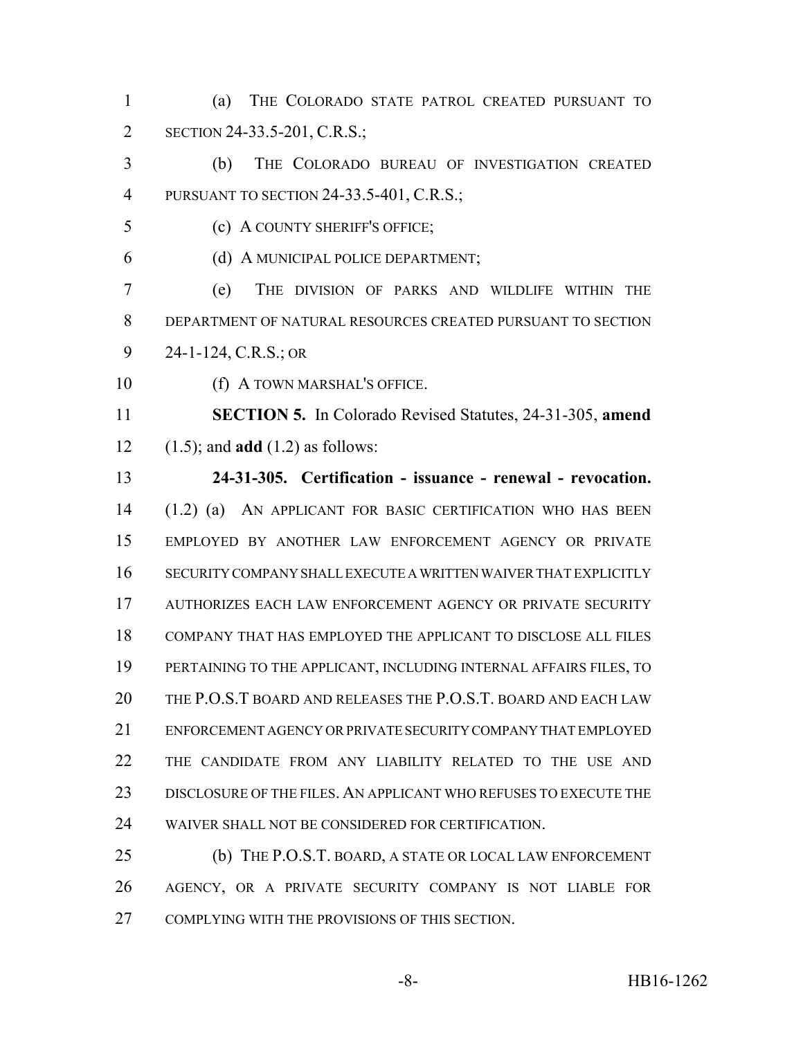(a) THE COLORADO STATE PATROL CREATED PURSUANT TO SECTION 24-33.5-201, C.R.S.;

(b) THE COLORADO BUREAU OF INVESTIGATION CREATED PURSUANT TO SECTION 24-33.5-401, C.R.S.;

(c) A COUNTY SHERIFF'S OFFICE;

(d) A MUNICIPAL POLICE DEPARTMENT;

(e) THE DIVISION OF PARKS AND WILDLIFE WITHIN THE DEPARTMENT OF NATURAL RESOURCES CREATED PURSUANT TO SECTION 24-1-124, C.R.S.; OR

(f) A TOWN MARSHAL'S OFFICE.

**SECTION 5.** In Colorado Revised Statutes, 24-31-305, **amend** (1.5); and **add** (1.2) as follows:

**24-31-305. Certification - issuance - renewal - revocation.** (1.2) (a) AN APPLICANT FOR BASIC CERTIFICATION WHO HAS BEEN EMPLOYED BY ANOTHER LAW ENFORCEMENT AGENCY OR PRIVATE SECURITY COMPANY SHALL EXECUTE A WRITTEN WAIVER THAT EXPLICITLY AUTHORIZES EACH LAW ENFORCEMENT AGENCY OR PRIVATE SECURITY COMPANY THAT HAS EMPLOYED THE APPLICANT TO DISCLOSE ALL FILES PERTAINING TO THE APPLICANT, INCLUDING INTERNAL AFFAIRS FILES, TO THE P.O.S.T BOARD AND RELEASES THE P.O.S.T. BOARD AND EACH LAW ENFORCEMENT AGENCY OR PRIVATE SECURITY COMPANY THAT EMPLOYED THE CANDIDATE FROM ANY LIABILITY RELATED TO THE USE AND DISCLOSURE OF THE FILES. AN APPLICANT WHO REFUSES TO EXECUTE THE WAIVER SHALL NOT BE CONSIDERED FOR CERTIFICATION.

(b) THE P.O.S.T. BOARD, A STATE OR LOCAL LAW ENFORCEMENT AGENCY, OR A PRIVATE SECURITY COMPANY IS NOT LIABLE FOR COMPLYING WITH THE PROVISIONS OF THIS SECTION.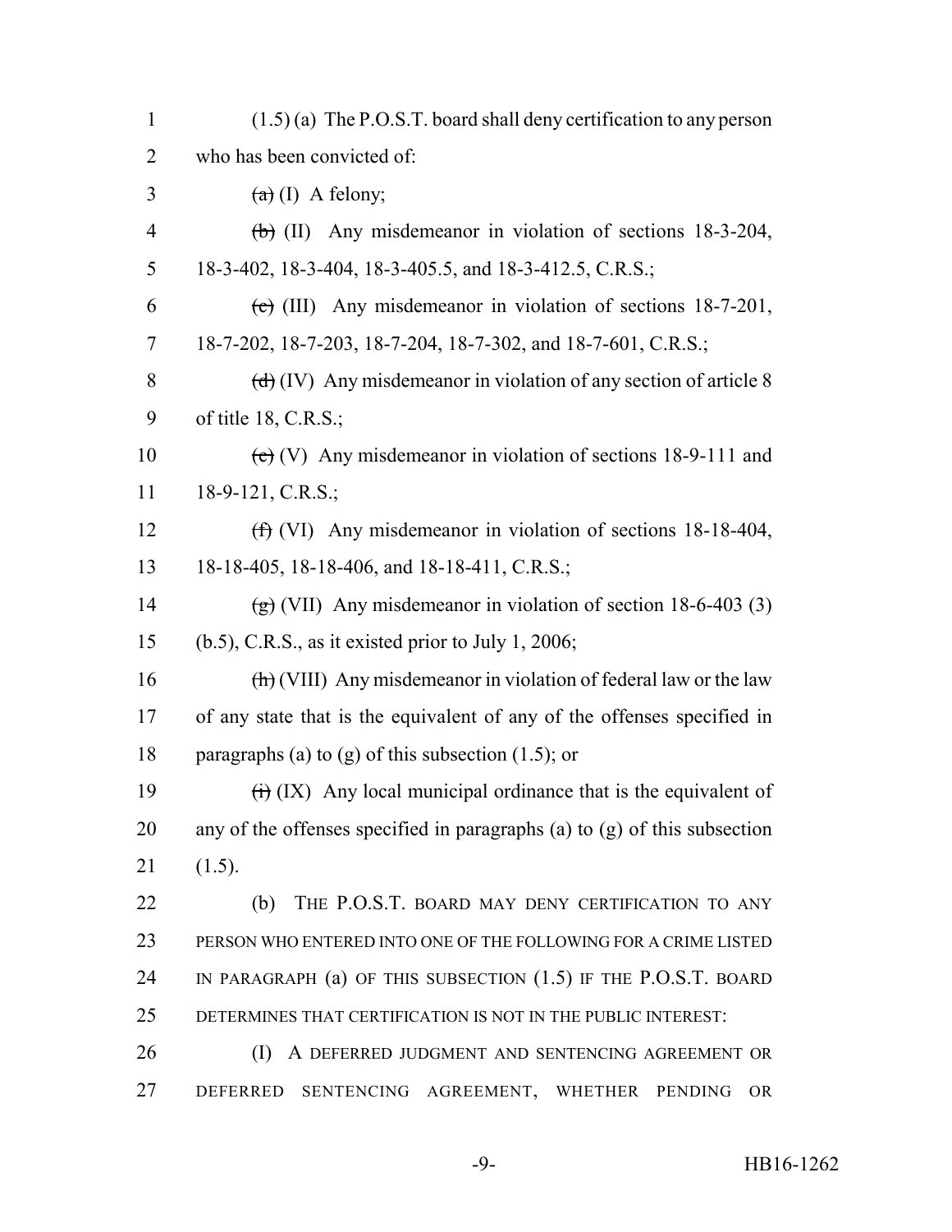(1.5) (a) The P.O.S.T. board shall deny certification to any person who has been convicted of:

~~(a)~~ (I) A felony;

~~(b)~~ (II) Any misdemeanor in violation of sections 18-3-204, 18-3-402, 18-3-404, 18-3-405.5, and 18-3-412.5, C.R.S.;

~~(c)~~ (III) Any misdemeanor in violation of sections 18-7-201, 18-7-202, 18-7-203, 18-7-204, 18-7-302, and 18-7-601, C.R.S.;

~~(d)~~ (IV) Any misdemeanor in violation of any section of article 8 of title 18, C.R.S.;

~~(e)~~ (V) Any misdemeanor in violation of sections 18-9-111 and 18-9-121, C.R.S.;

~~(f)~~ (VI) Any misdemeanor in violation of sections 18-18-404, 18-18-405, 18-18-406, and 18-18-411, C.R.S.;

~~(g)~~ (VII) Any misdemeanor in violation of section 18-6-403 (3) (b.5), C.R.S., as it existed prior to July 1, 2006;

~~(h)~~ (VIII) Any misdemeanor in violation of federal law or the law of any state that is the equivalent of any of the offenses specified in paragraphs (a) to (g) of this subsection (1.5); or

~~(i)~~ (IX) Any local municipal ordinance that is the equivalent of any of the offenses specified in paragraphs (a) to (g) of this subsection (1.5).

(b) THE P.O.S.T. BOARD MAY DENY CERTIFICATION TO ANY PERSON WHO ENTERED INTO ONE OF THE FOLLOWING FOR A CRIME LISTED IN PARAGRAPH (a) OF THIS SUBSECTION (1.5) IF THE P.O.S.T. BOARD DETERMINES THAT CERTIFICATION IS NOT IN THE PUBLIC INTEREST:

(I) A DEFERRED JUDGMENT AND SENTENCING AGREEMENT OR DEFERRED SENTENCING AGREEMENT, WHETHER PENDING OR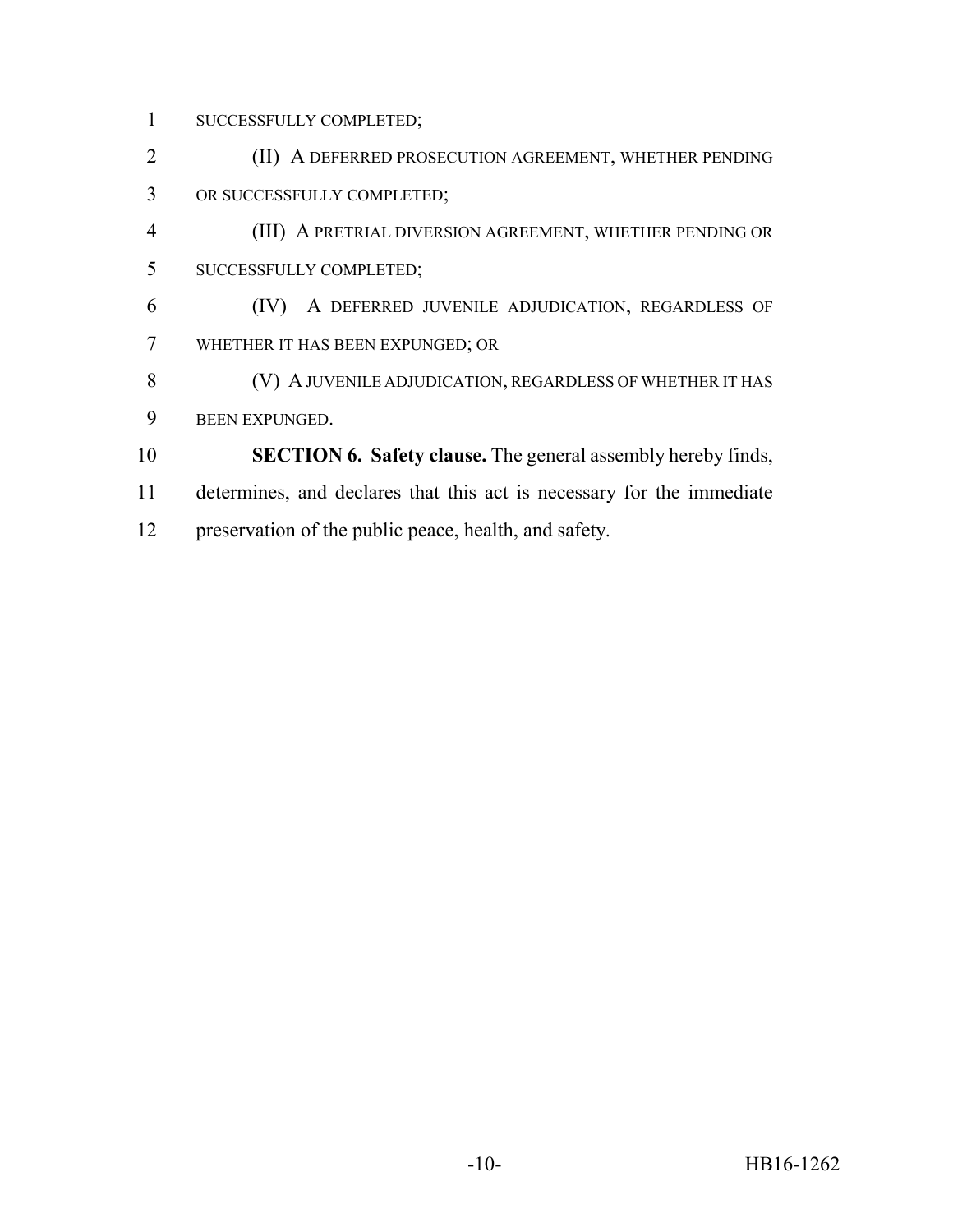SUCCESSFULLY COMPLETED;

(II) A DEFERRED PROSECUTION AGREEMENT, WHETHER PENDING OR SUCCESSFULLY COMPLETED;

(III) A PRETRIAL DIVERSION AGREEMENT, WHETHER PENDING OR SUCCESSFULLY COMPLETED;

(IV) A DEFERRED JUVENILE ADJUDICATION, REGARDLESS OF WHETHER IT HAS BEEN EXPUNGED; OR

(V) A JUVENILE ADJUDICATION, REGARDLESS OF WHETHER IT HAS BEEN EXPUNGED.

**SECTION 6. Safety clause.** The general assembly hereby finds, determines, and declares that this act is necessary for the immediate preservation of the public peace, health, and safety.